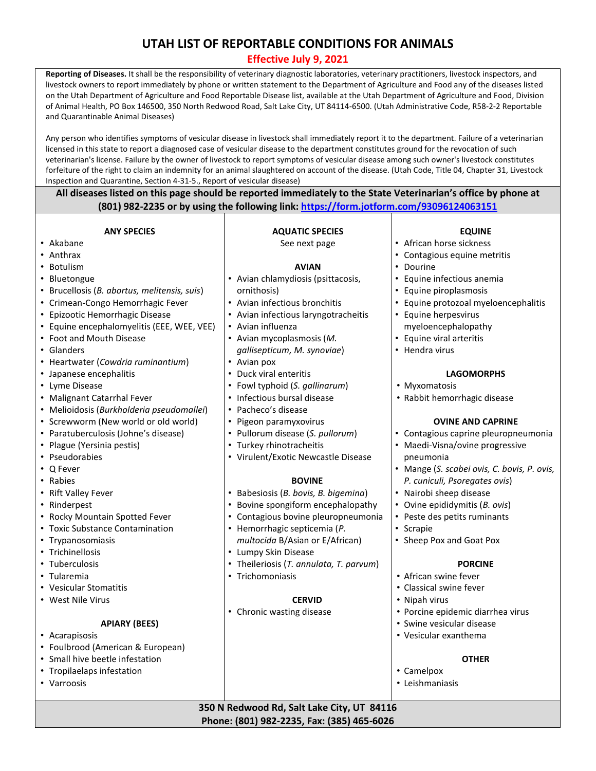# UTAH LIST OF REPORTABLE CONDITIONS FOR ANIMALS

## Effective July 9, 2021

**Reporting of Diseases.** It shall be the responsibility of veterinary diagnostic laboratories, veterinary practitioners, livestock inspectors, and livestock owners to report immediately by phone or written statement to the Department of Agriculture and Food any of the diseases listed on the Utah Department of Agriculture and Food Reportable Disease list, available at the Utah Department of Agriculture and Food, Division of Animal Health, PO Box 146500, 350 North Redwood Road, Salt Lake City, UT 84114-6500. (Utah Administrative Code, R58-2-2 Reportable and Quarantinable Animal Diseases)

Any person who identifies symptoms of vesicular disease in livestock shall immediately report it to the department. Failure of a veterinarian licensed in this state to report a diagnosed case of vesicular disease to the department constitutes ground for the revocation of such veterinarian's license. Failure by the owner of livestock to report symptoms of vesicular disease among such owner's livestock constitutes forfeiture of the right to claim an indemnity for an animal slaughtered on account of the disease. (Utah Code, Title 04, Chapter 31, Livestock Inspection and Quarantine, Section 4-31-5., Report of vesicular disease)

**All diseases listed on this page should be reported immediately to the State Veterinarian's office by phone at (801) 982-2235 or by using the following link: [https://form.jotform.com/93096124063151](https://form.jotform.com/93096124063151)**

### ANY SPECIES

- Akabane
- Anthrax
- Botulism
- Bluetongue
- Brucellosis (*B. abortus, melitensis, suis*)
- Crimean-Congo Hemorrhagic Fever
- Epizootic Hemorrhagic Disease
- Equine encephalomyelitis (EEE, WEE, VEE)
- Foot and Mouth Disease
- Glanders
- Heartwater (*Cowdria ruminantium*)
- Japanese encephalitis
- Lyme Disease
- Malignant Catarrhal Fever
- Melioidosis (*Burkholderia pseudomallei*)
- Screwworm (New world or old world)
- Paratuberculosis (Johne's disease)
- Plague (Yersinia pestis)
- Pseudorabies
- Q Fever
- Rabies
- Rift Valley Fever
- Rinderpest
- Rocky Mountain Spotted Fever
- Toxic Substance Contamination
- Trypanosomiasis
- Trichinellosis
- Tuberculosis
- Tularemia
- Vesicular Stomatitis
- West Nile Virus

### APIARY (BEES)

- Acarapisosis
- Foulbrood (American & European)
- Small hive beetle infestation
- Tropilaelaps infestation
- Varroosis

### AQUATIC SPECIES

See next page

### AVIAN

- Avian chlamydiosis (psittacosis, ornithosis)
- Avian infectious bronchitis
- Avian infectious laryngotracheitis
- Avian influenza
- Avian mycoplasmosis (*M. gallisepticum, M. synoviae*)
- Avian pox
- Duck viral enteritis
- Fowl typhoid (*S. gallinarum*)
- Infectious bursal disease
- Pacheco's disease
- Pigeon paramyxovirus
- Pullorum disease (*S. pullorum*)
- Turkey rhinotracheitis
- Virulent/Exotic Newcastle Disease

### BOVINE

- Babesiosis (*B. bovis, B. bigemina*)
- Bovine spongiform encephalopathy
- Contagious bovine pleuropneumonia
- Hemorrhagic septicemia (*P. multocida* B/Asian or E/African)
- Lumpy Skin Disease
- Theileriosis (*T. annulata, T. parvum*)
- Trichomoniasis

### CERVID

- Chronic wasting disease

### EQUINE

- African horse sickness
- Contagious equine metritis
- Dourine
- Equine infectious anemia
- Equine piroplasmosis
- Equine protozoal myeloencephalitis
- Equine herpesvirus myeloencephalopathy
- Equine viral arteritis
- Hendra virus

### LAGOMORPHS

- Myxomatosis
- Rabbit hemorrhagic disease

### OVINE AND CAPRINE

- Contagious caprine pleuropneumonia
- Maedi-Visna/ovine progressive pneumonia
- Mange (*S. scabei ovis, C. bovis, P. ovis, P. cuniculi, Psoregates ovis*)
- Nairobi sheep disease
- Ovine epididymitis (*B. ovis*)
- Peste des petits ruminants
- Scrapie
- Sheep Pox and Goat Pox

### PORCINE

- African swine fever
- Classical swine fever
- Nipah virus
- Porcine epidemic diarrhea virus
- Swine vesicular disease
- Vesicular exanthema

### OTHER

- Camelpox
- Leishmaniasis

**350 N Redwood Rd, Salt Lake City, UT 84116**
**Phone: (801) 982-2235, Fax: (385) 465-6026**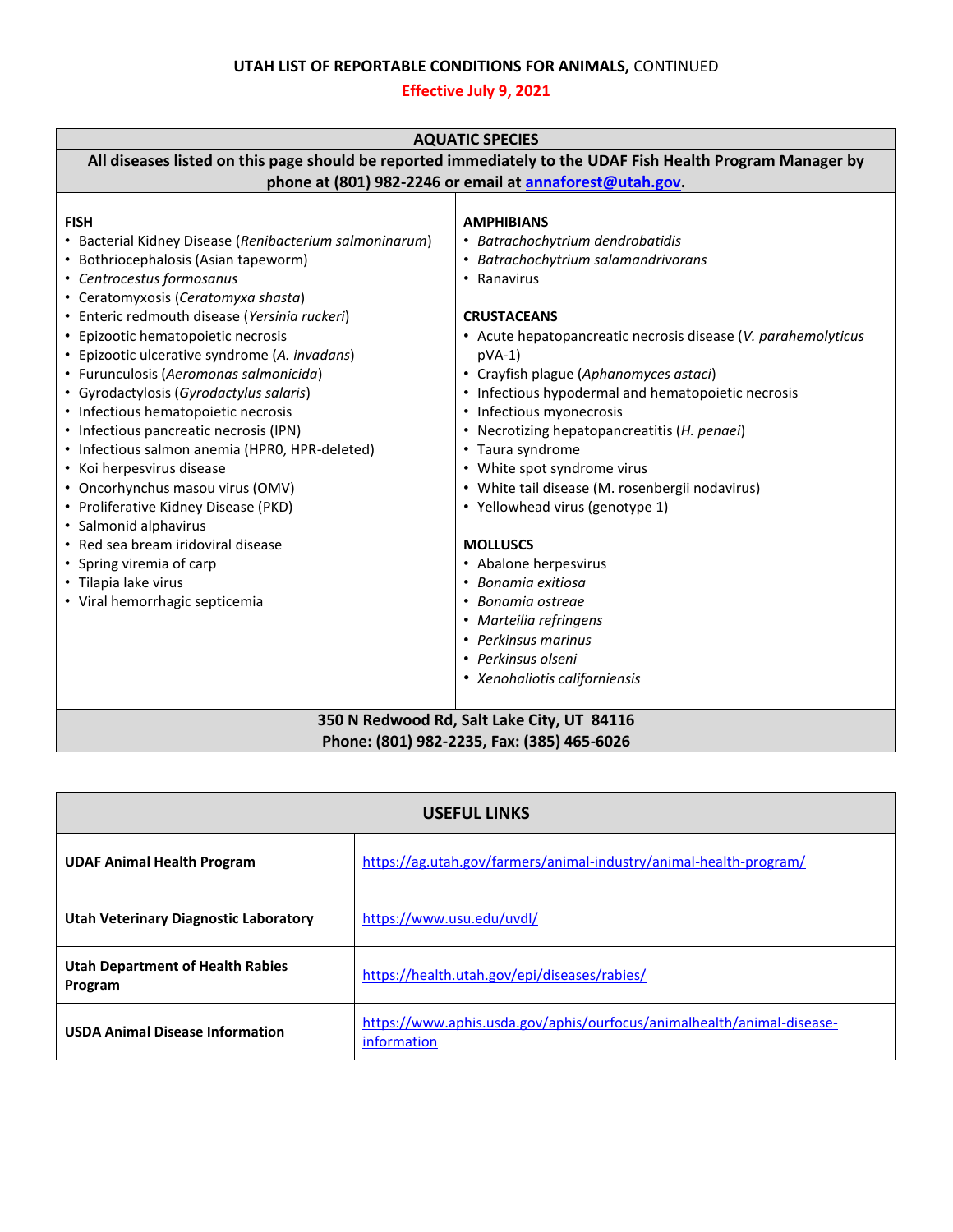# UTAH LIST OF REPORTABLE CONDITIONS FOR ANIMALS, CONTINUED

**Effective July 9, 2021**

## AQUATIC SPECIES

**All diseases listed on this page should be reported immediately to the UDAF Fish Health Program Manager by phone at (801) 982-2246 or email at annaforest@utah.gov.**

**FISH**

- Bacterial Kidney Disease (*Renibacterium salmoninarum*)
- Bothriocephalosis (Asian tapeworm)
- *Centrocestus formosanus*
- Ceratomyxosis (*Ceratomyxa shasta*)
- Enteric redmouth disease (*Yersinia ruckeri*)
- Epizootic hematopoietic necrosis
- Epizootic ulcerative syndrome (*A. invadans*)
- Furunculosis (*Aeromonas salmonicida*)
- Gyrodactylosis (*Gyrodactylus salaris*)
- Infectious hematopoietic necrosis
- Infectious pancreatic necrosis (IPN)
- Infectious salmon anemia (HPR0, HPR-deleted)
- Koi herpesvirus disease
- Oncorhynchus masou virus (OMV)
- Proliferative Kidney Disease (PKD)
- Salmonid alphavirus
- Red sea bream iridoviral disease
- Spring viremia of carp
- Tilapia lake virus
- Viral hemorrhagic septicemia

**AMPHIBIANS**

- *Batrachochytrium dendrobatidis*
- *Batrachochytrium salamandrivorans*
- Ranavirus

**CRUSTACEANS**

- Acute hepatopancreatic necrosis disease (*V. parahemolyticus* pVA-1)
- Crayfish plague (*Aphanomyces astaci*)
- Infectious hypodermal and hematopoietic necrosis
- Infectious myonecrosis
- Necrotizing hepatopancreatitis (*H. penaei*)
- Taura syndrome
- White spot syndrome virus
- White tail disease (M. rosenbergii nodavirus)
- Yellowhead virus (genotype 1)

**MOLLUSCS**

- Abalone herpesvirus
- *Bonamia exitiosa*
- *Bonamia ostreae*
- *Marteilia refringens*
- *Perkinsus marinus*
- *Perkinsus olseni*
- *Xenohaliotis californiensis*

**350 N Redwood Rd, Salt Lake City, UT 84116**
**Phone: (801) 982-2235, Fax: (385) 465-6026**

## USEFUL LINKS

| | |
|---|---|
| **UDAF Animal Health Program** | https://ag.utah.gov/farmers/animal-industry/animal-health-program/ |
| **Utah Veterinary Diagnostic Laboratory** | https://www.usu.edu/uvdl/ |
| **Utah Department of Health Rabies Program** | https://health.utah.gov/epi/diseases/rabies/ |
| **USDA Animal Disease Information** | https://www.aphis.usda.gov/aphis/ourfocus/animalhealth/animal-disease-information |